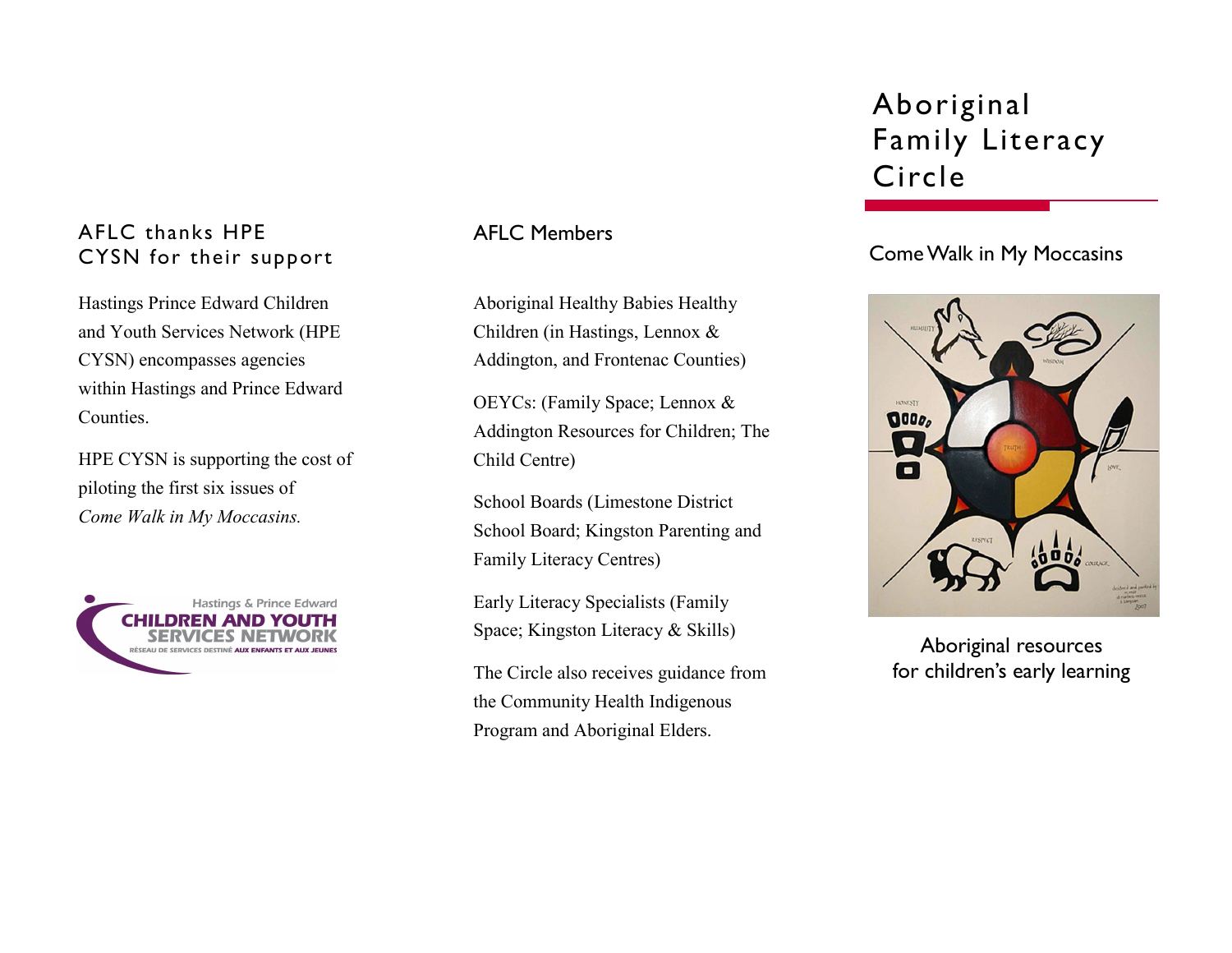## AFLC thanks HPE CYSN for their support

Hastings Prince Edward Children and Youth Services Network (HPE CYSN) encompasses agencies within Hastings and Prince Edward Counties.

HPE CYSN is supporting the cost of piloting the first six issues of *Come Walk in My Moccasins.*

Hastings & Prince Edward
CHILDREN AND YOUTH SERVICES NETWORK
RÉSEAU DE SERVICES DESTINÉ AUX ENFANTS ET AUX JEUNES

## AFLC Members

Aboriginal Healthy Babies Healthy Children (in Hastings, Lennox & Addington, and Frontenac Counties)

OEYCs: (Family Space; Lennox & Addington Resources for Children; The Child Centre)

School Boards (Limestone District School Board; Kingston Parenting and Family Literacy Centres)

Early Literacy Specialists (Family Space; Kingston Literacy & Skills)

The Circle also receives guidance from the Community Health Indigenous Program and Aboriginal Elders.

# Aboriginal Family Literacy Circle

## Come Walk in My Moccasins

Aboriginal resources for children's early learning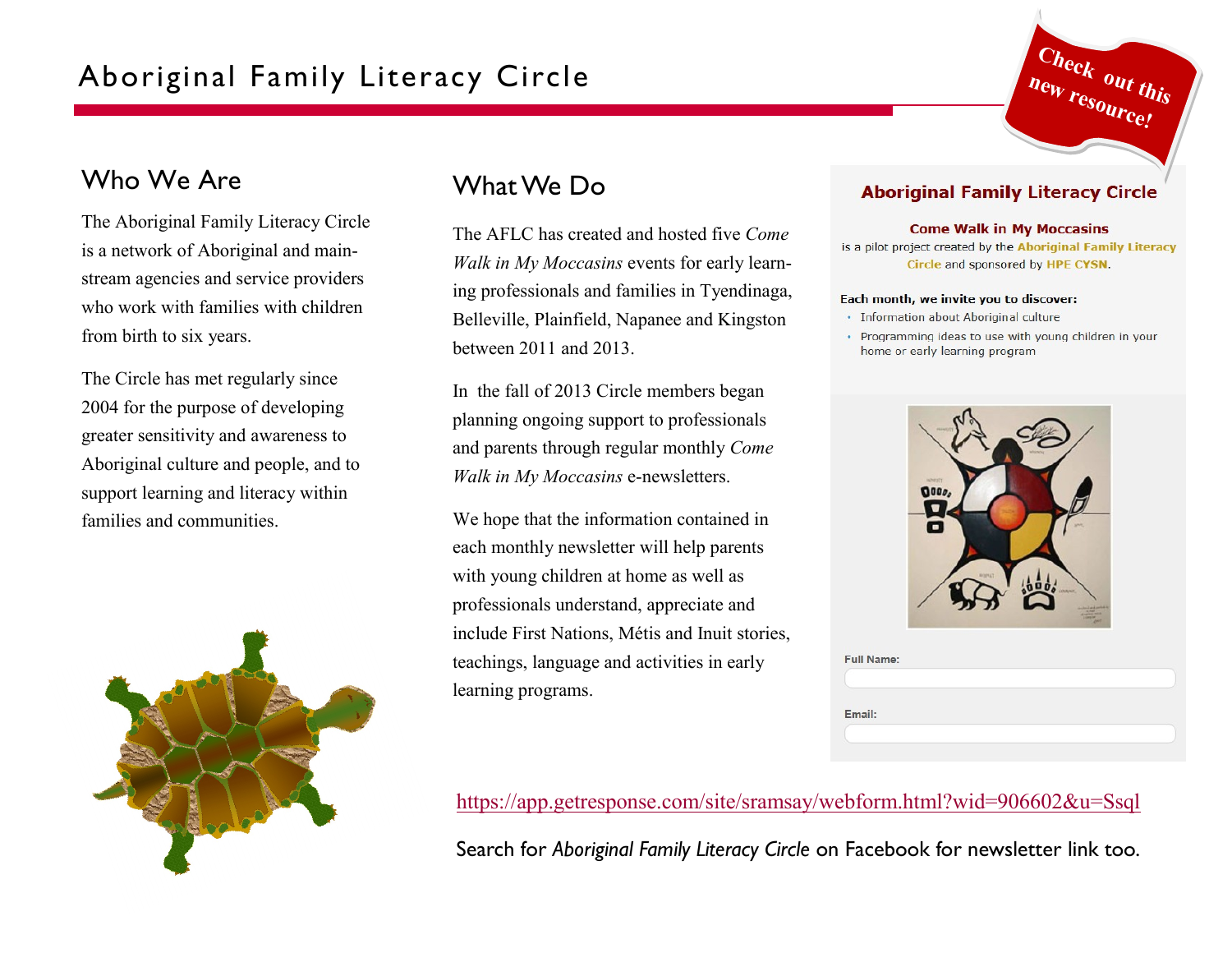# Aboriginal Family Literacy Circle

Check out this new resource!

## Who We Are

The Aboriginal Family Literacy Circle is a network of Aboriginal and mainstream agencies and service providers who work with families with children from birth to six years.

The Circle has met regularly since 2004 for the purpose of developing greater sensitivity and awareness to Aboriginal culture and people, and to support learning and literacy within families and communities.

## What We Do

The AFLC has created and hosted five *Come Walk in My Moccasins* events for early learning professionals and families in Tyendinaga, Belleville, Plainfield, Napanee and Kingston between 2011 and 2013.

In the fall of 2013 Circle members began planning ongoing support to professionals and parents through regular monthly *Come Walk in My Moccasins* e-newsletters.

We hope that the information contained in each monthly newsletter will help parents with young children at home as well as professionals understand, appreciate and include First Nations, Métis and Inuit stories, teachings, language and activities in early learning programs.

**Aboriginal Family Literacy Circle**

**Come Walk in My Moccasins**
is a pilot project created by the **Aboriginal Family Literacy Circle** and sponsored by **HPE CYSN**.

**Each month, we invite you to discover:**

- Information about Aboriginal culture
- Programming ideas to use with young children in your home or early learning program

**Full Name:**

**Email:**

https://app.getresponse.com/site/sramsay/webform.html?wid=906602&u=Ssql

Search for *Aboriginal Family Literacy Circle* on Facebook for newsletter link too.